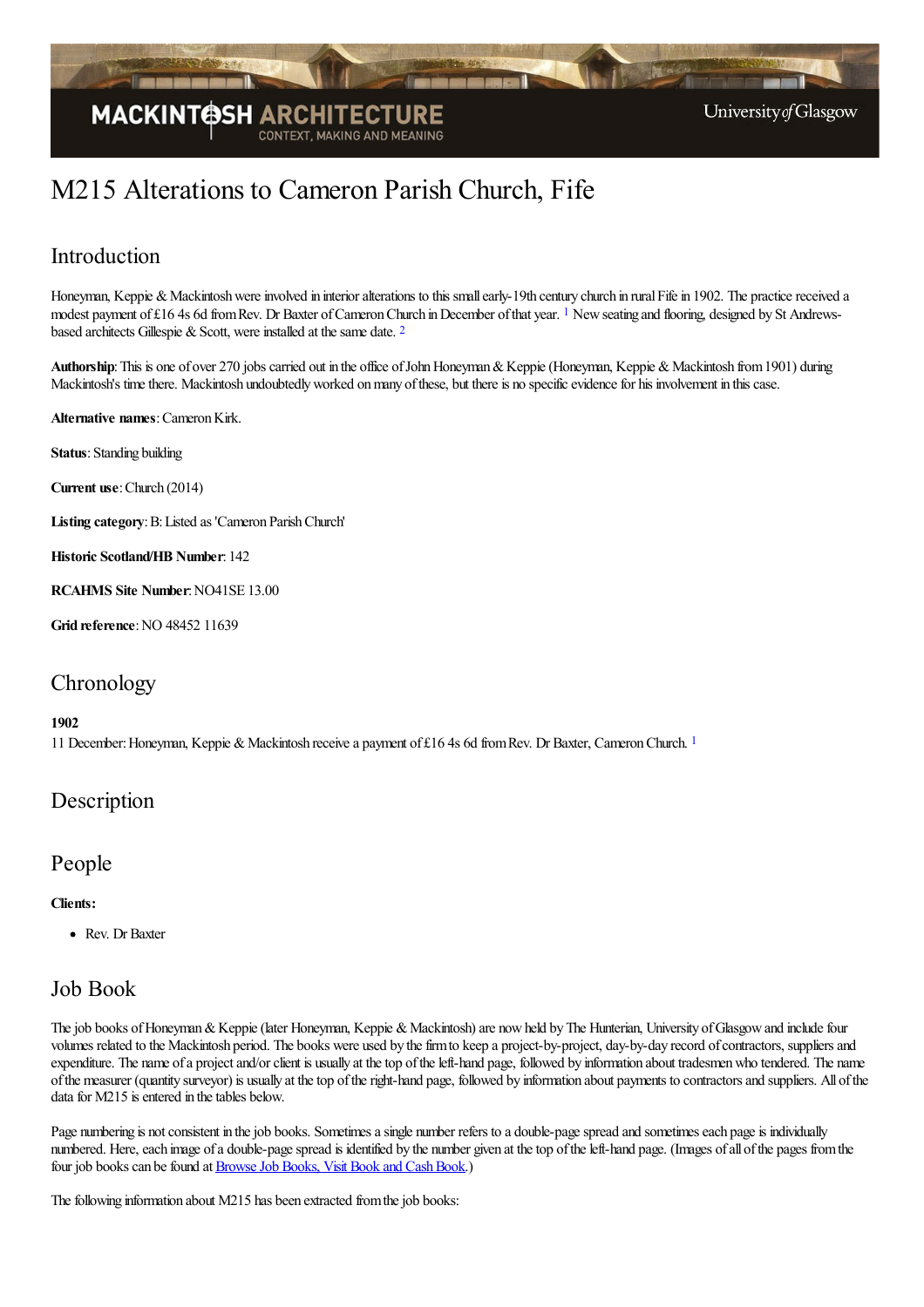# M215 Alterations to Cameron Parish Church, Fife

## Introduction

Honeyman, Keppie & Mackintosh were involved in interior alterations to this small early-19th century church in rural Fife in 1902. The practice received a modest payment of £16 4s 6d from Rev. Dr Baxter of Cameron Church in December of that year. [1] New seating and flooring, designed by St Andrews-based architects Gillespie & Scott, were installed at the same date. [2]

**Authorship**: This is one of over 270 jobs carried out in the office of John Honeyman & Keppie (Honeyman, Keppie & Mackintosh from 1901) during Mackintosh's time there. Mackintosh undoubtedly worked on many of these, but there is no specific evidence for his involvement in this case.

**Alternative names**: Cameron Kirk.

**Status**: Standing building

**Current use**: Church (2014)

**Listing category**: B: Listed as 'Cameron Parish Church'

**Historic Scotland/HB Number**: 142

**RCAHMS Site Number**: NO41SE 13.00

**Grid reference**: NO 48452 11639

## Chronology

**1902**
11 December: Honeyman, Keppie & Mackintosh receive a payment of £16 4s 6d from Rev. Dr Baxter, Cameron Church. [1]

## Description

## People

**Clients:**

- Rev. Dr Baxter

## Job Book

The job books of Honeyman & Keppie (later Honeyman, Keppie & Mackintosh) are now held by The Hunterian, University of Glasgow and include four volumes related to the Mackintosh period. The books were used by the firm to keep a project-by-project, day-by-day record of contractors, suppliers and expenditure. The name of a project and/or client is usually at the top of the left-hand page, followed by information about tradesmen who tendered. The name of the measurer (quantity surveyor) is usually at the top of the right-hand page, followed by information about payments to contractors and suppliers. All of the data for M215 is entered in the tables below.

Page numbering is not consistent in the job books. Sometimes a single number refers to a double-page spread and sometimes each page is individually numbered. Here, each image of a double-page spread is identified by the number given at the top of the left-hand page. (Images of all of the pages from the four job books can be found at Browse Job Books, Visit Book and Cash Book.)

The following information about M215 has been extracted from the job books: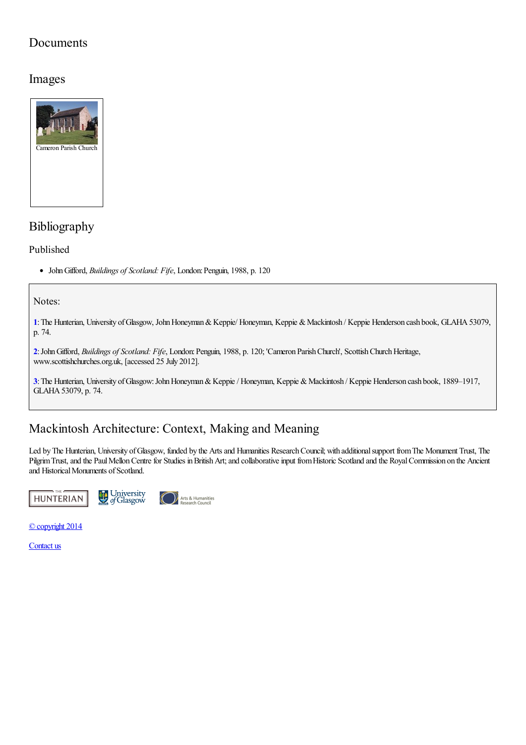## Documents

## Images

Cameron Parish Church

## Bibliography

### Published

- John Gifford, *Buildings of Scotland: Fife*, London: Penguin, 1988, p. 120

Notes:

1: The Hunterian, University of Glasgow, John Honeyman & Keppie/ Honeyman, Keppie & Mackintosh / Keppie Henderson cash book, GLAHA 53079, p. 74.

2: John Gifford, *Buildings of Scotland: Fife*, London: Penguin, 1988, p. 120; 'Cameron Parish Church', Scottish Church Heritage, www.scottishchurches.org.uk, [accessed 25 July 2012].

3: The Hunterian, University of Glasgow: John Honeyman & Keppie / Honeyman, Keppie & Mackintosh / Keppie Henderson cash book, 1889–1917, GLAHA 53079, p. 74.

## Mackintosh Architecture: Context, Making and Meaning

Led by The Hunterian, University of Glasgow, funded by the Arts and Humanities Research Council; with additional support from The Monument Trust, The Pilgrim Trust, and the Paul Mellon Centre for Studies in British Art; and collaborative input from Historic Scotland and the Royal Commission on the Ancient and Historical Monuments of Scotland.

© copyright 2014

Contact us